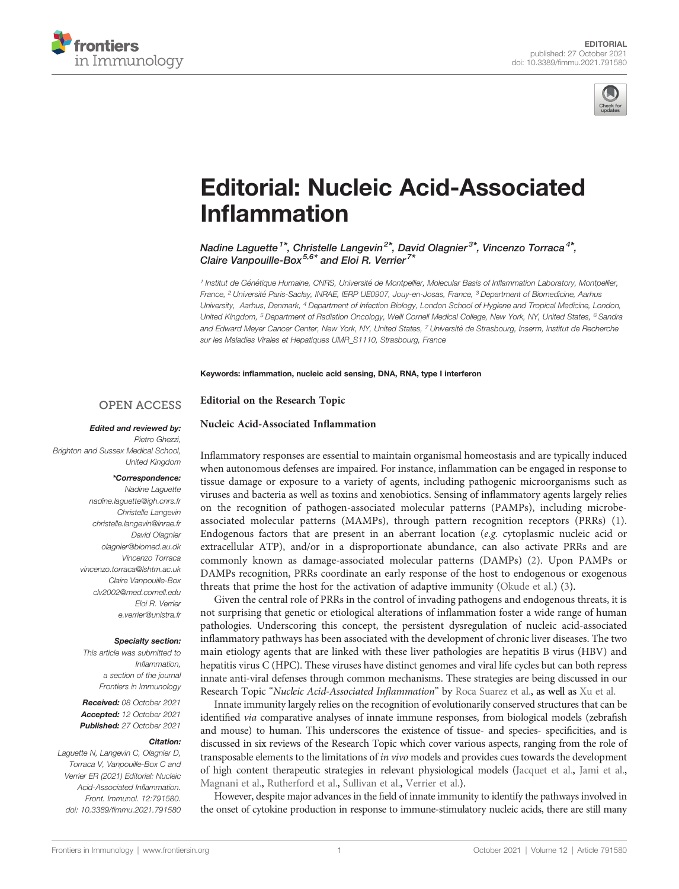EDITORIAL
published: 27 October 2021
doi: 10.3389/fimmu.2021.791580

# Editorial: Nucleic Acid-Associated Inflammation

Nadine Laguette[1]*, Christelle Langevin[2]*, David Olagnier[3]*, Vincenzo Torraca[4]*, Claire Vanpouille-Box[5,6]* and Eloi R. Verrier[7]*

[1] Institut de Génétique Humaine, CNRS, Université de Montpellier, Molecular Basis of Inflammation Laboratory, Montpellier, France, [2] Université Paris-Saclay, INRAE, IERP UE0907, Jouy-en-Josas, France, [3] Department of Biomedicine, Aarhus University, Aarhus, Denmark, [4] Department of Infection Biology, London School of Hygiene and Tropical Medicine, London, United Kingdom, [5] Department of Radiation Oncology, Weill Cornell Medical College, New York, NY, United States, [6] Sandra and Edward Meyer Cancer Center, New York, NY, United States, [7] Université de Strasbourg, Inserm, Institut de Recherche sur les Maladies Virales et Hepatiques UMR_S1110, Strasbourg, France

**Keywords:** inflammation, nucleic acid sensing, DNA, RNA, type I interferon

OPEN ACCESS

***Edited and reviewed by:***
Pietro Ghezzi,
Brighton and Sussex Medical School,
United Kingdom

***\*Correspondence:***
Nadine Laguette
nadine.laguette@igh.cnrs.fr
Christelle Langevin
christelle.langevin@inrae.fr
David Olagnier
olagnier@biomed.au.dk
Vincenzo Torraca
vincenzo.torraca@lshtm.ac.uk
Claire Vanpouille-Box
clv2002@med.cornell.edu
Eloi R. Verrier
e.verrier@unistra.fr

***Specialty section:***
This article was submitted to Inflammation,
a section of the journal
Frontiers in Immunology

***Received:*** 08 October 2021
***Accepted:*** 12 October 2021
***Published:*** 27 October 2021

***Citation:***
Laguette N, Langevin C, Olagnier D, Torraca V, Vanpouille-Box C and Verrier ER (2021) Editorial: Nucleic Acid-Associated Inflammation. Front. Immunol. 12:791580. doi: 10.3389/fimmu.2021.791580

**Editorial on the Research Topic**

**Nucleic Acid-Associated Inflammation**

Inflammatory responses are essential to maintain organismal homeostasis and are typically induced when autonomous defenses are impaired. For instance, inflammation can be engaged in response to tissue damage or exposure to a variety of agents, including pathogenic microorganisms such as viruses and bacteria as well as toxins and xenobiotics. Sensing of inflammatory agents largely relies on the recognition of pathogen-associated molecular patterns (PAMPs), including microbe-associated molecular patterns (MAMPs), through pattern recognition receptors (PRRs) (1). Endogenous factors that are present in an aberrant location (*e.g.* cytoplasmic nucleic acid or extracellular ATP), and/or in a disproportionate abundance, can also activate PRRs and are commonly known as damage-associated molecular patterns (DAMPs) (2). Upon PAMPs or DAMPs recognition, PRRs coordinate an early response of the host to endogenous or exogenous threats that prime the host for the activation of adaptive immunity (Okude et al.) (3).

Given the central role of PRRs in the control of invading pathogens and endogenous threats, it is not surprising that genetic or etiological alterations of inflammation foster a wide range of human pathologies. Underscoring this concept, the persistent dysregulation of nucleic acid-associated inflammatory pathways has been associated with the development of chronic liver diseases. The two main etiology agents that are linked with these liver pathologies are hepatitis B virus (HBV) and hepatitis virus C (HPC). These viruses have distinct genomes and viral life cycles but can both repress innate anti-viral defenses through common mechanisms. These strategies are being discussed in our Research Topic "*Nucleic Acid-Associated Inflammation*" by Roca Suarez et al., as well as Xu et al.

Innate immunity largely relies on the recognition of evolutionarily conserved structures that can be identified *via* comparative analyses of innate immune responses, from biological models (zebrafish and mouse) to human. This underscores the existence of tissue- and species- specificities, and is discussed in six reviews of the Research Topic which cover various aspects, ranging from the role of transposable elements to the limitations of *in vivo* models and provides cues towards the development of high content therapeutic strategies in relevant physiological models (Jacquet et al., Jami et al., Magnani et al., Rutherford et al., Sullivan et al., Verrier et al.).

However, despite major advances in the field of innate immunity to identify the pathways involved in the onset of cytokine production in response to immune-stimulatory nucleic acids, there are still many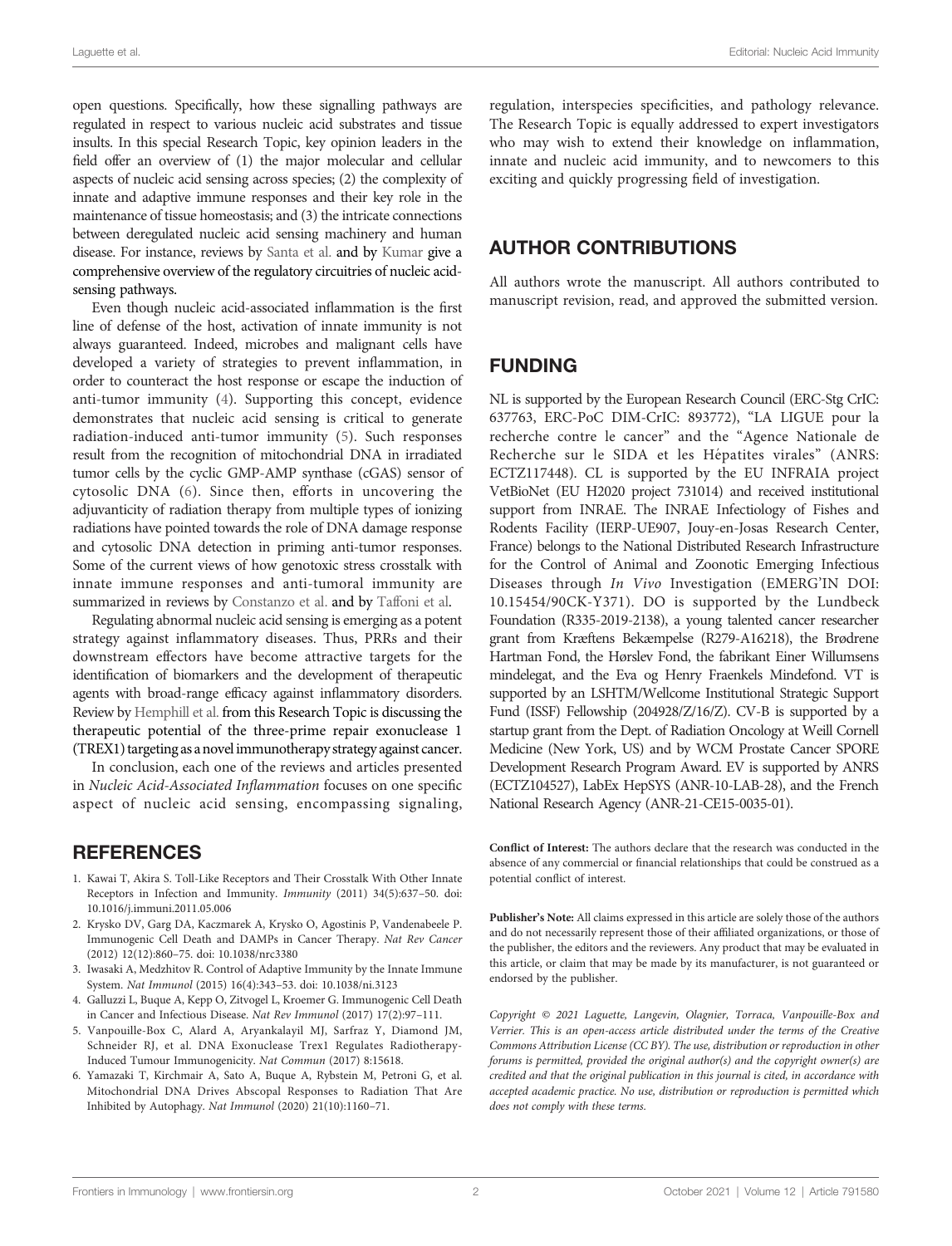open questions. Specifically, how these signalling pathways are regulated in respect to various nucleic acid substrates and tissue insults. In this special Research Topic, key opinion leaders in the field offer an overview of (1) the major molecular and cellular aspects of nucleic acid sensing across species; (2) the complexity of innate and adaptive immune responses and their key role in the maintenance of tissue homeostasis; and (3) the intricate connections between deregulated nucleic acid sensing machinery and human disease. For instance, reviews by Santa et al. and by Kumar give a comprehensive overview of the regulatory circuitries of nucleic acid-sensing pathways.

Even though nucleic acid-associated inflammation is the first line of defense of the host, activation of innate immunity is not always guaranteed. Indeed, microbes and malignant cells have developed a variety of strategies to prevent inflammation, in order to counteract the host response or escape the induction of anti-tumor immunity (4). Supporting this concept, evidence demonstrates that nucleic acid sensing is critical to generate radiation-induced anti-tumor immunity (5). Such responses result from the recognition of mitochondrial DNA in irradiated tumor cells by the cyclic GMP-AMP synthase (cGAS) sensor of cytosolic DNA (6). Since then, efforts in uncovering the adjuvanticity of radiation therapy from multiple types of ionizing radiations have pointed towards the role of DNA damage response and cytosolic DNA detection in priming anti-tumor responses. Some of the current views of how genotoxic stress crosstalk with innate immune responses and anti-tumoral immunity are summarized in reviews by Constanzo et al. and by Taffoni et al.

Regulating abnormal nucleic acid sensing is emerging as a potent strategy against inflammatory diseases. Thus, PRRs and their downstream effectors have become attractive targets for the identification of biomarkers and the development of therapeutic agents with broad-range efficacy against inflammatory disorders. Review by Hemphill et al. from this Research Topic is discussing the therapeutic potential of the three-prime repair exonuclease 1 (TREX1) targeting as a novel immunotherapy strategy against cancer.

In conclusion, each one of the reviews and articles presented in *Nucleic Acid-Associated Inflammation* focuses on one specific aspect of nucleic acid sensing, encompassing signaling, regulation, interspecies specificities, and pathology relevance. The Research Topic is equally addressed to expert investigators who may wish to extend their knowledge on inflammation, innate and nucleic acid immunity, and to newcomers to this exciting and quickly progressing field of investigation.

## AUTHOR CONTRIBUTIONS

All authors wrote the manuscript. All authors contributed to manuscript revision, read, and approved the submitted version.

## FUNDING

NL is supported by the European Research Council (ERC-Stg CrIC: 637763, ERC-PoC DIM-CrIC: 893772), "LA LIGUE pour la recherche contre le cancer" and the "Agence Nationale de Recherche sur le SIDA et les Hépatites virales" (ANRS: ECTZ117448). CL is supported by the EU INFRAIA project VetBioNet (EU H2020 project 731014) and received institutional support from INRAE. The INRAE Infectiology of Fishes and Rodents Facility (IERP-UE907, Jouy-en-Josas Research Center, France) belongs to the National Distributed Research Infrastructure for the Control of Animal and Zoonotic Emerging Infectious Diseases through *In Vivo* Investigation (EMERG'IN DOI: 10.15454/90CK-Y371). DO is supported by the Lundbeck Foundation (R335-2019-2138), a young talented cancer researcher grant from Kræftens Bekæmpelse (R279-A16218), the Brødrene Hartman Fond, the Hørslev Fond, the fabrikant Einer Willumsens mindelegat, and the Eva og Henry Fraenkels Mindefond. VT is supported by an LSHTM/Wellcome Institutional Strategic Support Fund (ISSF) Fellowship (204928/Z/16/Z). CV-B is supported by a startup grant from the Dept. of Radiation Oncology at Weill Cornell Medicine (New York, US) and by WCM Prostate Cancer SPORE Development Research Program Award. EV is supported by ANRS (ECTZ104527), LabEx HepSYS (ANR-10-LAB-28), and the French National Research Agency (ANR-21-CE15-0035-01).

## REFERENCES

1. Kawai T, Akira S. Toll-Like Receptors and Their Crosstalk With Other Innate Receptors in Infection and Immunity. *Immunity* (2011) 34(5):637–50. doi: 10.1016/j.immuni.2011.05.006
2. Krysko DV, Garg DA, Kaczmarek A, Krysko O, Agostinis P, Vandenabeele P. Immunogenic Cell Death and DAMPs in Cancer Therapy. *Nat Rev Cancer* (2012) 12(12):860–75. doi: 10.1038/nrc3380
3. Iwasaki A, Medzhitov R. Control of Adaptive Immunity by the Innate Immune System. *Nat Immunol* (2015) 16(4):343–53. doi: 10.1038/ni.3123
4. Galluzzi L, Buque A, Kepp O, Zitvogel L, Kroemer G. Immunogenic Cell Death in Cancer and Infectious Disease. *Nat Rev Immunol* (2017) 17(2):97–111.
5. Vanpouille-Box C, Alard A, Aryankalayil MJ, Sarfraz Y, Diamond JM, Schneider RJ, et al. DNA Exonuclease Trex1 Regulates Radiotherapy-Induced Tumour Immunogenicity. *Nat Commun* (2017) 8:15618.
6. Yamazaki T, Kirchmair A, Sato A, Buque A, Rybstein M, Petroni G, et al. Mitochondrial DNA Drives Abscopal Responses to Radiation That Are Inhibited by Autophagy. *Nat Immunol* (2020) 21(10):1160–71.

**Conflict of Interest:** The authors declare that the research was conducted in the absence of any commercial or financial relationships that could be construed as a potential conflict of interest.

**Publisher's Note:** All claims expressed in this article are solely those of the authors and do not necessarily represent those of their affiliated organizations, or those of the publisher, the editors and the reviewers. Any product that may be evaluated in this article, or claim that may be made by its manufacturer, is not guaranteed or endorsed by the publisher.

*Copyright © 2021 Laguette, Langevin, Olagnier, Torraca, Vanpouille-Box and Verrier. This is an open-access article distributed under the terms of the Creative Commons Attribution License (CC BY). The use, distribution or reproduction in other forums is permitted, provided the original author(s) and the copyright owner(s) are credited and that the original publication in this journal is cited, in accordance with accepted academic practice. No use, distribution or reproduction is permitted which does not comply with these terms.*